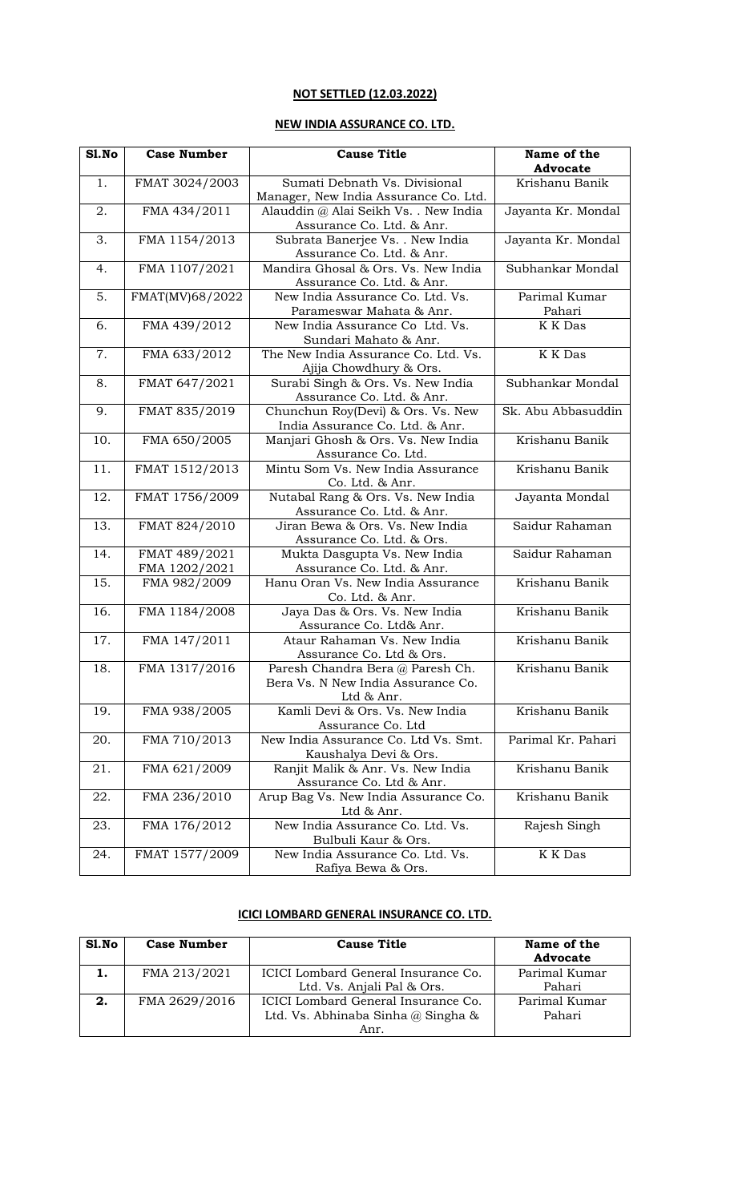**NOT SETTLED (12.03.2022)**

**NEW INDIA ASSURANCE CO. LTD.**

| Sl.No | Case Number | Cause Title | Name of the Advocate |
|---|---|---|---|
| 1. | FMAT 3024/2003 | Sumati Debnath Vs. Divisional Manager, New India Assurance Co. Ltd. | Krishanu Banik |
| 2. | FMA 434/2011 | Alauddin @ Alai Seikh Vs. . New India Assurance Co. Ltd. & Anr. | Jayanta Kr. Mondal |
| 3. | FMA 1154/2013 | Subrata Banerjee Vs. . New India Assurance Co. Ltd. & Anr. | Jayanta Kr. Mondal |
| 4. | FMA 1107/2021 | Mandira Ghosal & Ors. Vs. New India Assurance Co. Ltd. & Anr. | Subhankar Mondal |
| 5. | FMAT(MV)68/2022 | New India Assurance Co. Ltd. Vs. Parameswar Mahata & Anr. | Parimal Kumar Pahari |
| 6. | FMA 439/2012 | New India Assurance Co Ltd. Vs. Sundari Mahato & Anr. | K K Das |
| 7. | FMA 633/2012 | The New India Assurance Co. Ltd. Vs. Ajija Chowdhury & Ors. | K K Das |
| 8. | FMAT 647/2021 | Surabi Singh & Ors. Vs. New India Assurance Co. Ltd. & Anr. | Subhankar Mondal |
| 9. | FMAT 835/2019 | Chunchun Roy(Devi) & Ors. Vs. New India Assurance Co. Ltd. & Anr. | Sk. Abu Abbasuddin |
| 10. | FMA 650/2005 | Manjari Ghosh & Ors. Vs. New India Assurance Co. Ltd. | Krishanu Banik |
| 11. | FMAT 1512/2013 | Mintu Som Vs. New India Assurance Co. Ltd. & Anr. | Krishanu Banik |
| 12. | FMAT 1756/2009 | Nutabal Rang & Ors. Vs. New India Assurance Co. Ltd. & Anr. | Jayanta Mondal |
| 13. | FMAT 824/2010 | Jiran Bewa & Ors. Vs. New India Assurance Co. Ltd. & Ors. | Saidur Rahaman |
| 14. | FMAT 489/2021<br>FMA 1202/2021 | Mukta Dasgupta Vs. New India Assurance Co. Ltd. & Anr. | Saidur Rahaman |
| 15. | FMA 982/2009 | Hanu Oran Vs. New India Assurance Co. Ltd. & Anr. | Krishanu Banik |
| 16. | FMA 1184/2008 | Jaya Das & Ors. Vs. New India Assurance Co. Ltd& Anr. | Krishanu Banik |
| 17. | FMA 147/2011 | Ataur Rahaman Vs. New India Assurance Co. Ltd & Ors. | Krishanu Banik |
| 18. | FMA 1317/2016 | Paresh Chandra Bera @ Paresh Ch. Bera Vs. N New India Assurance Co. Ltd & Anr. | Krishanu Banik |
| 19. | FMA 938/2005 | Kamli Devi & Ors. Vs. New India Assurance Co. Ltd | Krishanu Banik |
| 20. | FMA 710/2013 | New India Assurance Co. Ltd Vs. Smt. Kaushalya Devi & Ors. | Parimal Kr. Pahari |
| 21. | FMA 621/2009 | Ranjit Malik & Anr. Vs. New India Assurance Co. Ltd & Anr. | Krishanu Banik |
| 22. | FMA 236/2010 | Arup Bag Vs. New India Assurance Co. Ltd & Anr. | Krishanu Banik |
| 23. | FMA 176/2012 | New India Assurance Co. Ltd. Vs. Bulbuli Kaur & Ors. | Rajesh Singh |
| 24. | FMAT 1577/2009 | New India Assurance Co. Ltd. Vs. Rafiya Bewa & Ors. | K K Das |

**ICICI LOMBARD GENERAL INSURANCE CO. LTD.**

| Sl.No | Case Number | Cause Title | Name of the Advocate |
|---|---|---|---|
| **1.** | FMA 213/2021 | ICICI Lombard General Insurance Co. Ltd. Vs. Anjali Pal & Ors. | Parimal Kumar Pahari |
| **2.** | FMA 2629/2016 | ICICI Lombard General Insurance Co. Ltd. Vs. Abhinaba Sinha @ Singha & Anr. | Parimal Kumar Pahari |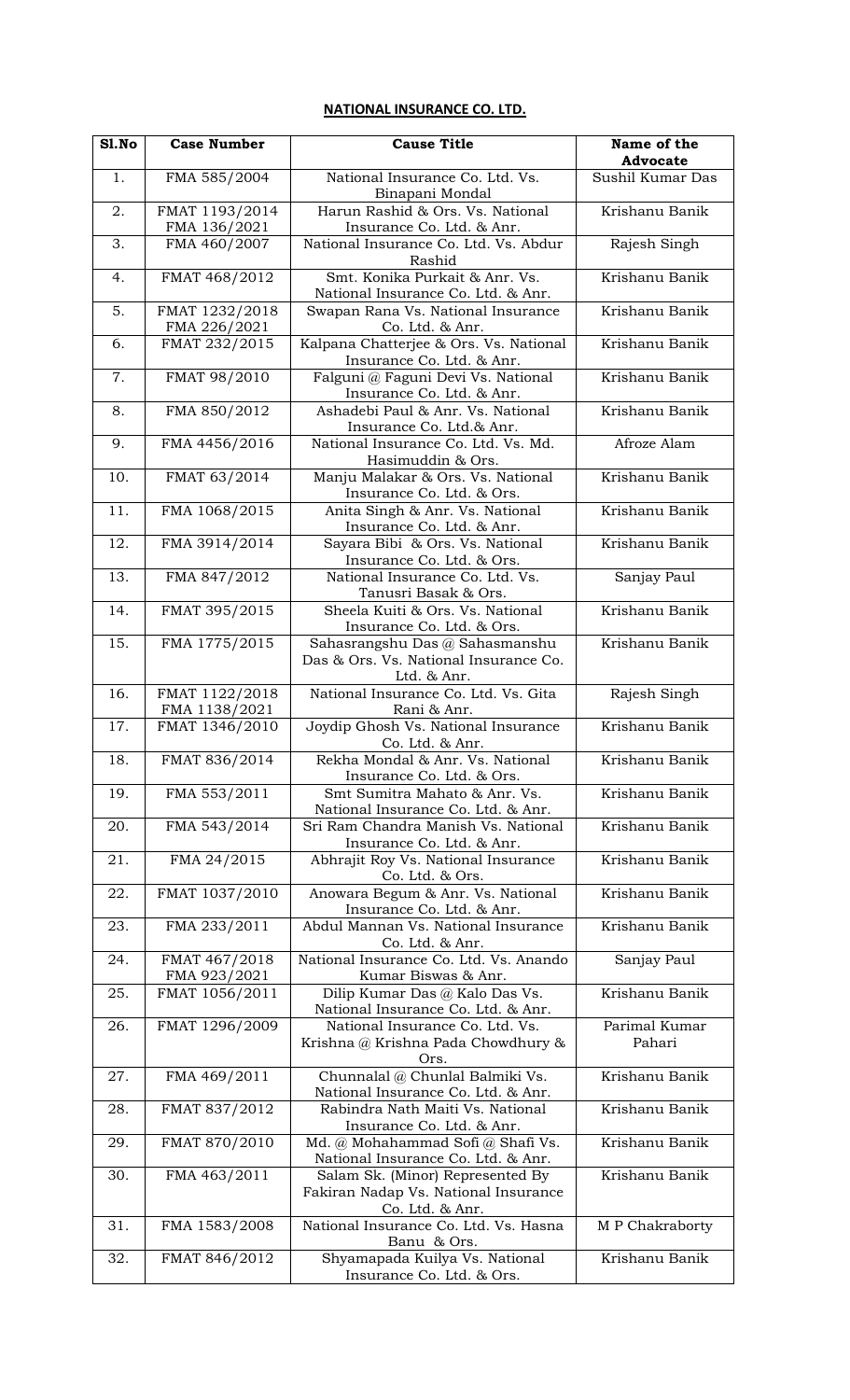**NATIONAL INSURANCE CO. LTD.**

| Sl.No | Case Number | Cause Title | Name of the Advocate |
|---|---|---|---|
| 1. | FMA 585/2004 | National Insurance Co. Ltd. Vs. Binapani Mondal | Sushil Kumar Das |
| 2. | FMAT 1193/2014 FMA 136/2021 | Harun Rashid & Ors. Vs. National Insurance Co. Ltd. & Anr. | Krishanu Banik |
| 3. | FMA 460/2007 | National Insurance Co. Ltd. Vs. Abdur Rashid | Rajesh Singh |
| 4. | FMAT 468/2012 | Smt. Konika Purkait & Anr. Vs. National Insurance Co. Ltd. & Anr. | Krishanu Banik |
| 5. | FMAT 1232/2018 FMA 226/2021 | Swapan Rana Vs. National Insurance Co. Ltd. & Anr. | Krishanu Banik |
| 6. | FMAT 232/2015 | Kalpana Chatterjee & Ors. Vs. National Insurance Co. Ltd. & Anr. | Krishanu Banik |
| 7. | FMAT 98/2010 | Falguni @ Faguni Devi Vs. National Insurance Co. Ltd. & Anr. | Krishanu Banik |
| 8. | FMA 850/2012 | Ashadebi Paul & Anr. Vs. National Insurance Co. Ltd.& Anr. | Krishanu Banik |
| 9. | FMA 4456/2016 | National Insurance Co. Ltd. Vs. Md. Hasimuddin & Ors. | Afroze Alam |
| 10. | FMAT 63/2014 | Manju Malakar & Ors. Vs. National Insurance Co. Ltd. & Ors. | Krishanu Banik |
| 11. | FMA 1068/2015 | Anita Singh & Anr. Vs. National Insurance Co. Ltd. & Anr. | Krishanu Banik |
| 12. | FMA 3914/2014 | Sayara Bibi & Ors. Vs. National Insurance Co. Ltd. & Ors. | Krishanu Banik |
| 13. | FMA 847/2012 | National Insurance Co. Ltd. Vs. Tanusri Basak & Ors. | Sanjay Paul |
| 14. | FMAT 395/2015 | Sheela Kuiti & Ors. Vs. National Insurance Co. Ltd. & Ors. | Krishanu Banik |
| 15. | FMA 1775/2015 | Sahasrangshu Das @ Sahasmanshu Das & Ors. Vs. National Insurance Co. Ltd. & Anr. | Krishanu Banik |
| 16. | FMAT 1122/2018 FMA 1138/2021 | National Insurance Co. Ltd. Vs. Gita Rani & Anr. | Rajesh Singh |
| 17. | FMAT 1346/2010 | Joydip Ghosh Vs. National Insurance Co. Ltd. & Anr. | Krishanu Banik |
| 18. | FMAT 836/2014 | Rekha Mondal & Anr. Vs. National Insurance Co. Ltd. & Ors. | Krishanu Banik |
| 19. | FMA 553/2011 | Smt Sumitra Mahato & Anr. Vs. National Insurance Co. Ltd. & Anr. | Krishanu Banik |
| 20. | FMA 543/2014 | Sri Ram Chandra Manish Vs. National Insurance Co. Ltd. & Anr. | Krishanu Banik |
| 21. | FMA 24/2015 | Abhrajit Roy Vs. National Insurance Co. Ltd. & Ors. | Krishanu Banik |
| 22. | FMAT 1037/2010 | Anowara Begum & Anr. Vs. National Insurance Co. Ltd. & Anr. | Krishanu Banik |
| 23. | FMA 233/2011 | Abdul Mannan Vs. National Insurance Co. Ltd. & Anr. | Krishanu Banik |
| 24. | FMAT 467/2018 FMA 923/2021 | National Insurance Co. Ltd. Vs. Anando Kumar Biswas & Anr. | Sanjay Paul |
| 25. | FMAT 1056/2011 | Dilip Kumar Das @ Kalo Das Vs. National Insurance Co. Ltd. & Anr. | Krishanu Banik |
| 26. | FMAT 1296/2009 | National Insurance Co. Ltd. Vs. Krishna @ Krishna Pada Chowdhury & Ors. | Parimal Kumar Pahari |
| 27. | FMA 469/2011 | Chunnalal @ Chunlal Balmiki Vs. National Insurance Co. Ltd. & Anr. | Krishanu Banik |
| 28. | FMAT 837/2012 | Rabindra Nath Maiti Vs. National Insurance Co. Ltd. & Anr. | Krishanu Banik |
| 29. | FMAT 870/2010 | Md. @ Mohahammad Sofi @ Shafi Vs. National Insurance Co. Ltd. & Anr. | Krishanu Banik |
| 30. | FMA 463/2011 | Salam Sk. (Minor) Represented By Fakiran Nadap Vs. National Insurance Co. Ltd. & Anr. | Krishanu Banik |
| 31. | FMA 1583/2008 | National Insurance Co. Ltd. Vs. Hasna Banu & Ors. | M P Chakraborty |
| 32. | FMAT 846/2012 | Shyamapada Kuilya Vs. National Insurance Co. Ltd. & Ors. | Krishanu Banik |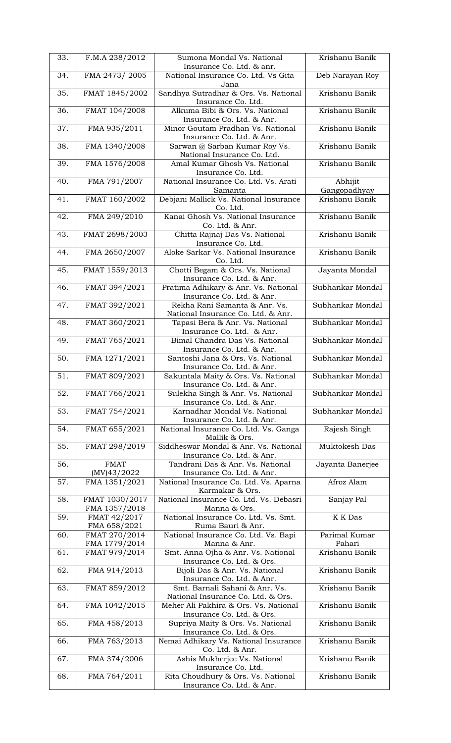| 33. | F.M.A 238/2012 | Sumona Mondal Vs. National Insurance Co. Ltd. & anr. | Krishanu Banik |
|---|---|---|---|
| 34. | FMA 2473/ 2005 | National Insurance Co. Ltd. Vs Gita Jana | Deb Narayan Roy |
| 35. | FMAT 1845/2002 | Sandhya Sutradhar & Ors. Vs. National Insurance Co. Ltd. | Krishanu Banik |
| 36. | FMAT 104/2008 | Alkuma Bibi & Ors. Vs. National Insurance Co. Ltd. & Anr. | Krishanu Banik |
| 37. | FMA 935/2011 | Minor Goutam Pradhan Vs. National Insurance Co. Ltd. & Anr. | Krishanu Banik |
| 38. | FMA 1340/2008 | Sarwan @ Sarban Kumar Roy Vs. National Insurance Co. Ltd. | Krishanu Banik |
| 39. | FMA 1576/2008 | Amal Kumar Ghosh Vs. National Insurance Co. Ltd. | Krishanu Banik |
| 40. | FMA 791/2007 | National Insurance Co. Ltd. Vs. Arati Samanta | Abhijit Gangopadhyay |
| 41. | FMAT 160/2002 | Debjani Mallick Vs. National Insurance Co. Ltd. | Krishanu Banik |
| 42. | FMA 249/2010 | Kanai Ghosh Vs. National Insurance Co. Ltd. & Anr. | Krishanu Banik |
| 43. | FMAT 2698/2003 | Chitta Rajnaj Das Vs. National Insurance Co. Ltd. | Krishanu Banik |
| 44. | FMA 2650/2007 | Aloke Sarkar Vs. National Insurance Co. Ltd. | Krishanu Banik |
| 45. | FMAT 1559/2013 | Chotti Begam & Ors. Vs. National Insurance Co. Ltd. & Anr. | Jayanta Mondal |
| 46. | FMAT 394/2021 | Pratima Adhikary & Anr. Vs. National Insurance Co. Ltd. & Anr. | Subhankar Mondal |
| 47. | FMAT 392/2021 | Rekha Rani Samanta & Anr. Vs. National Insurance Co. Ltd. & Anr. | Subhankar Mondal |
| 48. | FMAT 360/2021 | Tapasi Bera & Anr. Vs. National Insurance Co. Ltd. & Anr. | Subhankar Mondal |
| 49. | FMAT 765/2021 | Bimal Chandra Das Vs. National Insurance Co. Ltd. & Anr. | Subhankar Mondal |
| 50. | FMA 1271/2021 | Santoshi Jana & Ors. Vs. National Insurance Co. Ltd. & Anr. | Subhankar Mondal |
| 51. | FMAT 809/2021 | Sakuntala Maity & Ors. Vs. National Insurance Co. Ltd. & Anr. | Subhankar Mondal |
| 52. | FMAT 766/2021 | Sulekha Singh & Anr. Vs. National Insurance Co. Ltd. & Anr. | Subhankar Mondal |
| 53. | FMAT 754/2021 | Karnadhar Mondal Vs. National Insurance Co. Ltd. & Anr. | Subhankar Mondal |
| 54. | FMAT 655/2021 | National Insurance Co. Ltd. Vs. Ganga Mallik & Ors. | Rajesh Singh |
| 55. | FMAT 298/2019 | Siddheswar Mondal & Anr. Vs. National Insurance Co. Ltd. & Anr. | Muktokesh Das |
| 56. | FMAT (MV)43/2022 | Tandrani Das & Anr. Vs. National Insurance Co. Ltd. & Anr. | Jayanta Banerjee |
| 57. | FMA 1351/2021 | National Insurance Co. Ltd. Vs. Aparna Karmakar & Ors. | Afroz Alam |
| 58. | FMAT 1030/2017 FMA 1357/2018 | National Insurance Co. Ltd. Vs. Debasri Manna & Ors. | Sanjay Pal |
| 59. | FMAT 42/2017 FMA 658/2021 | National Insurance Co. Ltd. Vs. Smt. Ruma Bauri & Anr. | K K Das |
| 60. | FMAT 270/2014 FMA 1779/2014 | National Insurance Co. Ltd. Vs. Bapi Manna & Anr. | Parimal Kumar Pahari |
| 61. | FMAT 979/2014 | Smt. Anna Ojha & Anr. Vs. National Insurance Co. Ltd. & Ors. | Krishanu Banik |
| 62. | FMA 914/2013 | Bijoli Das & Anr. Vs. National Insurance Co. Ltd. & Anr. | Krishanu Banik |
| 63. | FMAT 859/2012 | Smt. Barnali Sahani & Anr. Vs. National Insurance Co. Ltd. & Ors. | Krishanu Banik |
| 64. | FMA 1042/2015 | Meher Ali Pakhira & Ors. Vs. National Insurance Co. Ltd. & Ors. | Krishanu Banik |
| 65. | FMA 458/2013 | Supriya Maity & Ors. Vs. National Insurance Co. Ltd. & Ors. | Krishanu Banik |
| 66. | FMA 763/2013 | Nemai Adhikary Vs. National Insurance Co. Ltd. & Anr. | Krishanu Banik |
| 67. | FMA 374/2006 | Ashis Mukherjee Vs. National Insurance Co. Ltd. | Krishanu Banik |
| 68. | FMA 764/2011 | Rita Choudhury & Ors. Vs. National Insurance Co. Ltd. & Anr. | Krishanu Banik |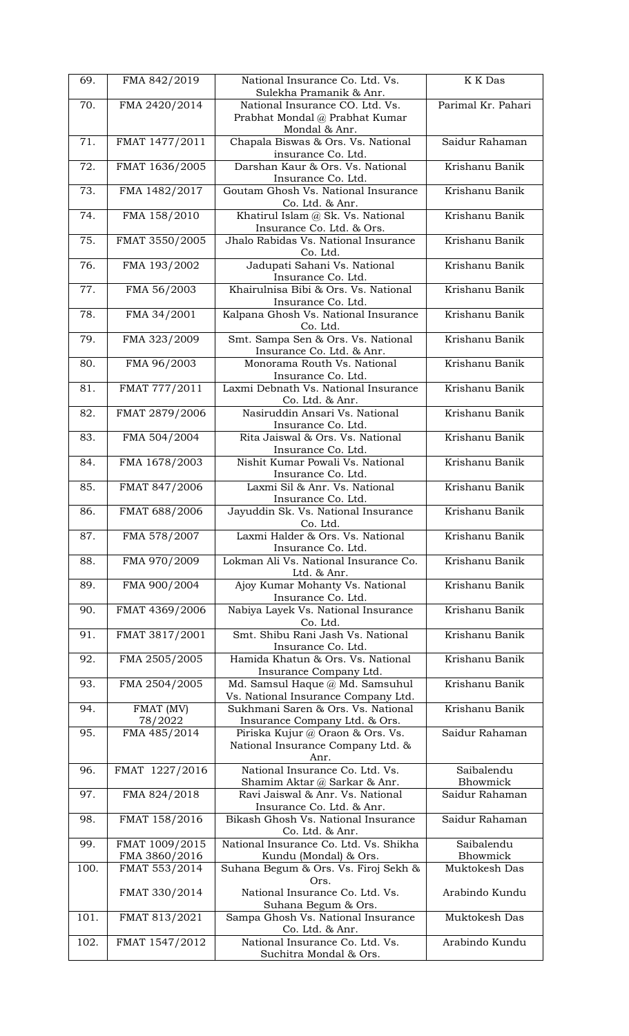| 69. | FMA 842/2019 | National Insurance Co. Ltd. Vs. Sulekha Pramanik & Anr. | K K Das |
|---|---|---|---|
| 70. | FMA 2420/2014 | National Insurance CO. Ltd. Vs. Prabhat Mondal @ Prabhat Kumar Mondal & Anr. | Parimal Kr. Pahari |
| 71. | FMAT 1477/2011 | Chapala Biswas & Ors. Vs. National insurance Co. Ltd. | Saidur Rahaman |
| 72. | FMAT 1636/2005 | Darshan Kaur & Ors. Vs. National Insurance Co. Ltd. | Krishanu Banik |
| 73. | FMA 1482/2017 | Goutam Ghosh Vs. National Insurance Co. Ltd. & Anr. | Krishanu Banik |
| 74. | FMA 158/2010 | Khatirul Islam @ Sk. Vs. National Insurance Co. Ltd. & Ors. | Krishanu Banik |
| 75. | FMAT 3550/2005 | Jhalo Rabidas Vs. National Insurance Co. Ltd. | Krishanu Banik |
| 76. | FMA 193/2002 | Jadupati Sahani Vs. National Insurance Co. Ltd. | Krishanu Banik |
| 77. | FMA 56/2003 | Khairulnisa Bibi & Ors. Vs. National Insurance Co. Ltd. | Krishanu Banik |
| 78. | FMA 34/2001 | Kalpana Ghosh Vs. National Insurance Co. Ltd. | Krishanu Banik |
| 79. | FMA 323/2009 | Smt. Sampa Sen & Ors. Vs. National Insurance Co. Ltd. & Anr. | Krishanu Banik |
| 80. | FMA 96/2003 | Monorama Routh Vs. National Insurance Co. Ltd. | Krishanu Banik |
| 81. | FMAT 777/2011 | Laxmi Debnath Vs. National Insurance Co. Ltd. & Anr. | Krishanu Banik |
| 82. | FMAT 2879/2006 | Nasiruddin Ansari Vs. National Insurance Co. Ltd. | Krishanu Banik |
| 83. | FMA 504/2004 | Rita Jaiswal & Ors. Vs. National Insurance Co. Ltd. | Krishanu Banik |
| 84. | FMA 1678/2003 | Nishit Kumar Powali Vs. National Insurance Co. Ltd. | Krishanu Banik |
| 85. | FMAT 847/2006 | Laxmi Sil & Anr. Vs. National Insurance Co. Ltd. | Krishanu Banik |
| 86. | FMAT 688/2006 | Jayuddin Sk. Vs. National Insurance Co. Ltd. | Krishanu Banik |
| 87. | FMA 578/2007 | Laxmi Halder & Ors. Vs. National Insurance Co. Ltd. | Krishanu Banik |
| 88. | FMA 970/2009 | Lokman Ali Vs. National Insurance Co. Ltd. & Anr. | Krishanu Banik |
| 89. | FMA 900/2004 | Ajoy Kumar Mohanty Vs. National Insurance Co. Ltd. | Krishanu Banik |
| 90. | FMAT 4369/2006 | Nabiya Layek Vs. National Insurance Co. Ltd. | Krishanu Banik |
| 91. | FMAT 3817/2001 | Smt. Shibu Rani Jash Vs. National Insurance Co. Ltd. | Krishanu Banik |
| 92. | FMA 2505/2005 | Hamida Khatun & Ors. Vs. National Insurance Company Ltd. | Krishanu Banik |
| 93. | FMA 2504/2005 | Md. Samsul Haque @ Md. Samsuhul Vs. National Insurance Company Ltd. | Krishanu Banik |
| 94. | FMAT (MV) 78/2022 | Sukhmani Saren & Ors. Vs. National Insurance Company Ltd. & Ors. | Krishanu Banik |
| 95. | FMA 485/2014 | Piriska Kujur @ Oraon & Ors. Vs. National Insurance Company Ltd. & Anr. | Saidur Rahaman |
| 96. | FMAT 1227/2016 | National Insurance Co. Ltd. Vs. Shamim Aktar @ Sarkar & Anr. | Saibalendu Bhowmick |
| 97. | FMA 824/2018 | Ravi Jaiswal & Anr. Vs. National Insurance Co. Ltd. & Anr. | Saidur Rahaman |
| 98. | FMAT 158/2016 | Bikash Ghosh Vs. National Insurance Co. Ltd. & Anr. | Saidur Rahaman |
| 99. | FMAT 1009/2015 FMA 3860/2016 | National Insurance Co. Ltd. Vs. Shikha Kundu (Mondal) & Ors. | Saibalendu Bhowmick |
| 100. | FMAT 553/2014 | Suhana Begum & Ors. Vs. Firoj Sekh & Ors. | Muktokesh Das |
| | FMAT 330/2014 | National Insurance Co. Ltd. Vs. Suhana Begum & Ors. | Arabindo Kundu |
| 101. | FMAT 813/2021 | Sampa Ghosh Vs. National Insurance Co. Ltd. & Anr. | Muktokesh Das |
| 102. | FMAT 1547/2012 | National Insurance Co. Ltd. Vs. Suchitra Mondal & Ors. | Arabindo Kundu |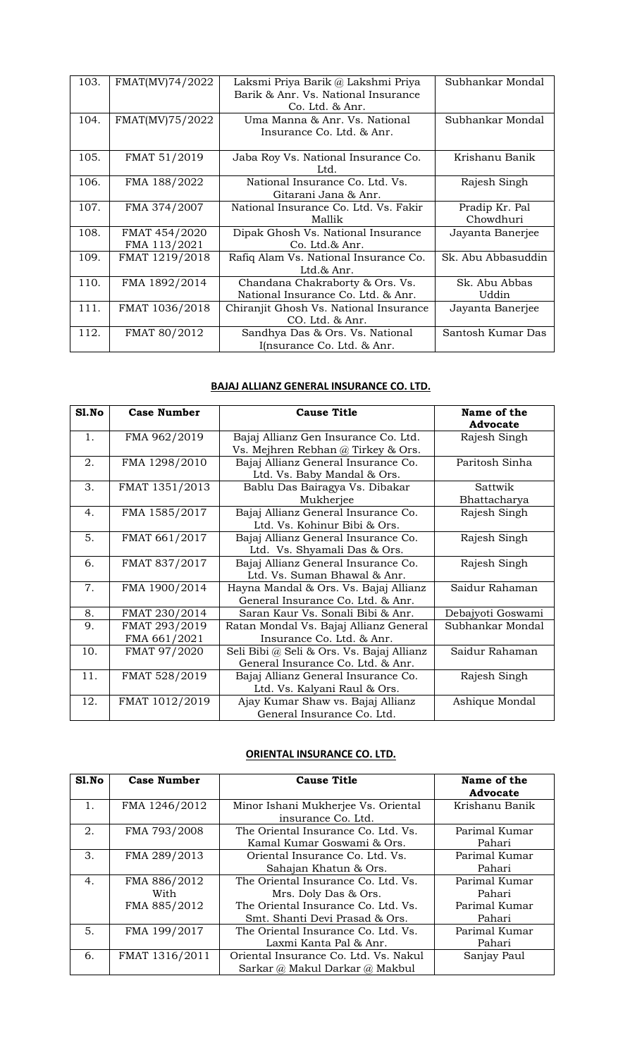| 103. | FMAT(MV)74/2022 | Laksmi Priya Barik @ Lakshmi Priya Barik & Anr. Vs. National Insurance Co. Ltd. & Anr. | Subhankar Mondal |
|---|---|---|---|
| 104. | FMAT(MV)75/2022 | Uma Manna & Anr. Vs. National Insurance Co. Ltd. & Anr. | Subhankar Mondal |
| 105. | FMAT 51/2019 | Jaba Roy Vs. National Insurance Co. Ltd. | Krishanu Banik |
| 106. | FMA 188/2022 | National Insurance Co. Ltd. Vs. Gitarani Jana & Anr. | Rajesh Singh |
| 107. | FMA 374/2007 | National Insurance Co. Ltd. Vs. Fakir Mallik | Pradip Kr. Pal Chowdhuri |
| 108. | FMAT 454/2020 FMA 113/2021 | Dipak Ghosh Vs. National Insurance Co. Ltd.& Anr. | Jayanta Banerjee |
| 109. | FMAT 1219/2018 | Rafiq Alam Vs. National Insurance Co. Ltd.& Anr. | Sk. Abu Abbasuddin |
| 110. | FMA 1892/2014 | Chandana Chakraborty & Ors. Vs. National Insurance Co. Ltd. & Anr. | Sk. Abu Abbas Uddin |
| 111. | FMAT 1036/2018 | Chiranjit Ghosh Vs. National Insurance CO. Ltd. & Anr. | Jayanta Banerjee |
| 112. | FMAT 80/2012 | Sandhya Das & Ors. Vs. National I(nsurance Co. Ltd. & Anr. | Santosh Kumar Das |

## BAJAJ ALLIANZ GENERAL INSURANCE CO. LTD.

| Sl.No | Case Number | Cause Title | Name of the Advocate |
|---|---|---|---|
| 1. | FMA 962/2019 | Bajaj Allianz Gen Insurance Co. Ltd. Vs. Mejhren Rebhan @ Tirkey & Ors. | Rajesh Singh |
| 2. | FMA 1298/2010 | Bajaj Allianz General Insurance Co. Ltd. Vs. Baby Mandal & Ors. | Paritosh Sinha |
| 3. | FMAT 1351/2013 | Bablu Das Bairagya Vs. Dibakar Mukherjee | Sattwik Bhattacharya |
| 4. | FMA 1585/2017 | Bajaj Allianz General Insurance Co. Ltd. Vs. Kohinur Bibi & Ors. | Rajesh Singh |
| 5. | FMAT 661/2017 | Bajaj Allianz General Insurance Co. Ltd. Vs. Shyamali Das & Ors. | Rajesh Singh |
| 6. | FMAT 837/2017 | Bajaj Allianz General Insurance Co. Ltd. Vs. Suman Bhawal & Anr. | Rajesh Singh |
| 7. | FMA 1900/2014 | Hayna Mandal & Ors. Vs. Bajaj Allianz General Insurance Co. Ltd. & Anr. | Saidur Rahaman |
| 8. | FMAT 230/2014 | Saran Kaur Vs. Sonali Bibi & Anr. | Debajyoti Goswami |
| 9. | FMAT 293/2019 FMA 661/2021 | Ratan Mondal Vs. Bajaj Allianz General Insurance Co. Ltd. & Anr. | Subhankar Mondal |
| 10. | FMAT 97/2020 | Seli Bibi @ Seli & Ors. Vs. Bajaj Allianz General Insurance Co. Ltd. & Anr. | Saidur Rahaman |
| 11. | FMAT 528/2019 | Bajaj Allianz General Insurance Co. Ltd. Vs. Kalyani Raul & Ors. | Rajesh Singh |
| 12. | FMAT 1012/2019 | Ajay Kumar Shaw vs. Bajaj Allianz General Insurance Co. Ltd. | Ashique Mondal |

## ORIENTAL INSURANCE CO. LTD.

| Sl.No | Case Number | Cause Title | Name of the Advocate |
|---|---|---|---|
| 1. | FMA 1246/2012 | Minor Ishani Mukherjee Vs. Oriental insurance Co. Ltd. | Krishanu Banik |
| 2. | FMA 793/2008 | The Oriental Insurance Co. Ltd. Vs. Kamal Kumar Goswami & Ors. | Parimal Kumar Pahari |
| 3. | FMA 289/2013 | Oriental Insurance Co. Ltd. Vs. Sahajan Khatun & Ors. | Parimal Kumar Pahari |
| 4. | FMA 886/2012 With FMA 885/2012 | The Oriental Insurance Co. Ltd. Vs. Mrs. Doly Das & Ors. The Oriental Insurance Co. Ltd. Vs. Smt. Shanti Devi Prasad & Ors. | Parimal Kumar Pahari Parimal Kumar Pahari |
| 5. | FMA 199/2017 | The Oriental Insurance Co. Ltd. Vs. Laxmi Kanta Pal & Anr. | Parimal Kumar Pahari |
| 6. | FMAT 1316/2011 | Oriental Insurance Co. Ltd. Vs. Nakul Sarkar @ Makul Darkar @ Makbul | Sanjay Paul |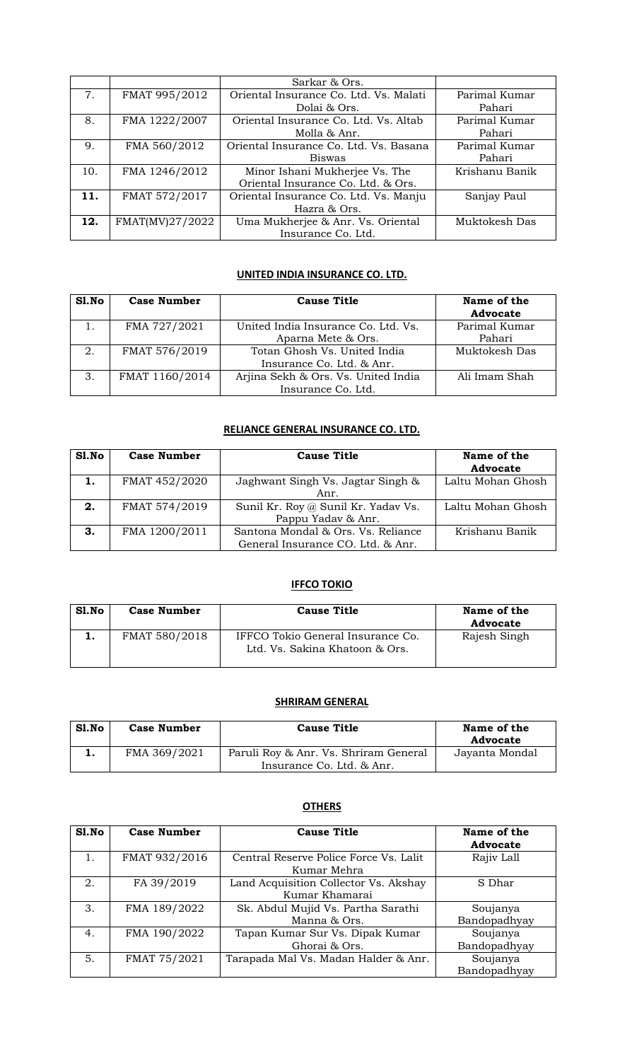|  |  | Sarkar & Ors. |  |
|---|---|---|---|
| 7. | FMAT 995/2012 | Oriental Insurance Co. Ltd. Vs. Malati Dolai & Ors. | Parimal Kumar Pahari |
| 8. | FMA 1222/2007 | Oriental Insurance Co. Ltd. Vs. Altab Molla & Anr. | Parimal Kumar Pahari |
| 9. | FMA 560/2012 | Oriental Insurance Co. Ltd. Vs. Basana Biswas | Parimal Kumar Pahari |
| 10. | FMA 1246/2012 | Minor Ishani Mukherjee Vs. The Oriental Insurance Co. Ltd. & Ors. | Krishanu Banik |
| **11.** | FMAT 572/2017 | Oriental Insurance Co. Ltd. Vs. Manju Hazra & Ors. | Sanjay Paul |
| **12.** | FMAT(MV)27/2022 | Uma Mukherjee & Anr. Vs. Oriental Insurance Co. Ltd. | Muktokesh Das |

## UNITED INDIA INSURANCE CO. LTD.

| Sl.No | Case Number | Cause Title | Name of the Advocate |
|---|---|---|---|
| 1. | FMA 727/2021 | United India Insurance Co. Ltd. Vs. Aparna Mete & Ors. | Parimal Kumar Pahari |
| 2. | FMAT 576/2019 | Totan Ghosh Vs. United India Insurance Co. Ltd. & Anr. | Muktokesh Das |
| 3. | FMAT 1160/2014 | Arjina Sekh & Ors. Vs. United India Insurance Co. Ltd. | Ali Imam Shah |

## RELIANCE GENERAL INSURANCE CO. LTD.

| Sl.No | Case Number | Cause Title | Name of the Advocate |
|---|---|---|---|
| **1.** | FMAT 452/2020 | Jaghwant Singh Vs. Jagtar Singh & Anr. | Laltu Mohan Ghosh |
| **2.** | FMAT 574/2019 | Sunil Kr. Roy @ Sunil Kr. Yadav Vs. Pappu Yadav & Anr. | Laltu Mohan Ghosh |
| **3.** | FMA 1200/2011 | Santona Mondal & Ors. Vs. Reliance General Insurance CO. Ltd. & Anr. | Krishanu Banik |

## IFFCO TOKIO

| Sl.No | Case Number | Cause Title | Name of the Advocate |
|---|---|---|---|
| **1.** | FMAT 580/2018 | IFFCO Tokio General Insurance Co. Ltd. Vs. Sakina Khatoon & Ors. | Rajesh Singh |

## SHRIRAM GENERAL

| Sl.No | Case Number | Cause Title | Name of the Advocate |
|---|---|---|---|
| **1.** | FMA 369/2021 | Paruli Roy & Anr. Vs. Shriram General Insurance Co. Ltd. & Anr. | Jayanta Mondal |

## OTHERS

| Sl.No | Case Number | Cause Title | Name of the Advocate |
|---|---|---|---|
| 1. | FMAT 932/2016 | Central Reserve Police Force Vs. Lalit Kumar Mehra | Rajiv Lall |
| 2. | FA 39/2019 | Land Acquisition Collector Vs. Akshay Kumar Khamarai | S Dhar |
| 3. | FMA 189/2022 | Sk. Abdul Mujid Vs. Partha Sarathi Manna & Ors. | Soujanya Bandopadhyay |
| 4. | FMA 190/2022 | Tapan Kumar Sur Vs. Dipak Kumar Ghorai & Ors. | Soujanya Bandopadhyay |
| 5. | FMAT 75/2021 | Tarapada Mal Vs. Madan Halder & Anr. | Soujanya Bandopadhyay |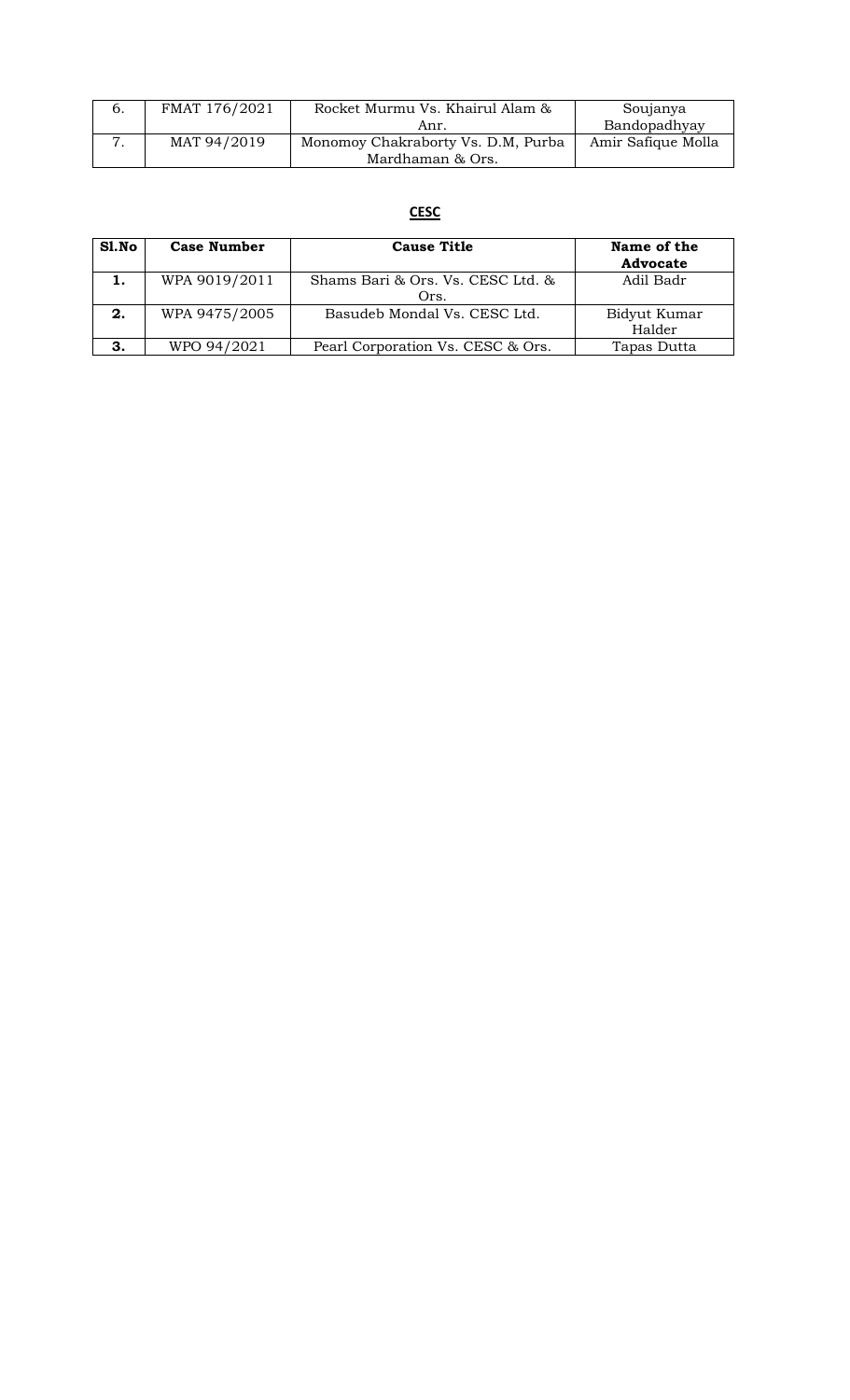| | | | |
|---|---|---|---|
| 6. | FMAT 176/2021 | Rocket Murmu Vs. Khairul Alam & Anr. | Soujanya Bandopadhyay |
| 7. | MAT 94/2019 | Monomoy Chakraborty Vs. D.M, Purba Mardhaman & Ors. | Amir Safique Molla |

## CESC

| Sl.No | Case Number | Cause Title | Name of the Advocate |
|---|---|---|---|
| **1.** | WPA 9019/2011 | Shams Bari & Ors. Vs. CESC Ltd. & Ors. | Adil Badr |
| **2.** | WPA 9475/2005 | Basudeb Mondal Vs. CESC Ltd. | Bidyut Kumar Halder |
| **3.** | WPO 94/2021 | Pearl Corporation Vs. CESC & Ors. | Tapas Dutta |